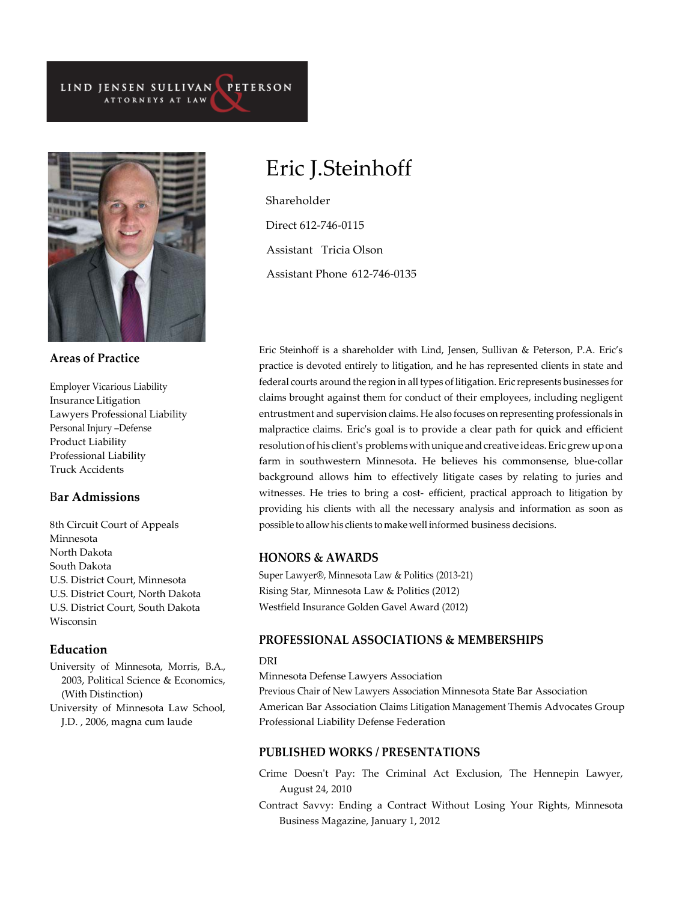LIND JENSEN SULLIVAN & PETERSON
ATTORNEYS AT LAW

# Eric J.Steinhoff

Shareholder

Direct 612-746-0115

Assistant Tricia Olson

Assistant Phone 612-746-0135

Eric Steinhoff is a shareholder with Lind, Jensen, Sullivan & Peterson, P.A. Eric's practice is devoted entirely to litigation, and he has represented clients in state and federal courts around the region in all types of litigation. Eric represents businesses for claims brought against them for conduct of their employees, including negligent entrustment and supervision claims. He also focuses on representing professionals in malpractice claims. Eric's goal is to provide a clear path for quick and efficient resolution of his client's problems with unique and creative ideas. Eric grew up on a farm in southwestern Minnesota. He believes his commonsense, blue-collar background allows him to effectively litigate cases by relating to juries and witnesses. He tries to bring a cost- efficient, practical approach to litigation by providing his clients with all the necessary analysis and information as soon as possible to allow his clients to make well informed business decisions.

## Areas of Practice

Employer Vicarious Liability
Insurance Litigation
Lawyers Professional Liability
Personal Injury –Defense
Product Liability
Professional Liability
Truck Accidents

## Bar Admissions

8th Circuit Court of Appeals
Minnesota
North Dakota
South Dakota
U.S. District Court, Minnesota
U.S. District Court, North Dakota
U.S. District Court, South Dakota
Wisconsin

## Education

University of Minnesota, Morris, B.A., 2003, Political Science & Economics, (With Distinction)

University of Minnesota Law School, J.D. , 2006, magna cum laude

## HONORS & AWARDS

Super Lawyer®, Minnesota Law & Politics (2013-21)
Rising Star, Minnesota Law & Politics (2012)
Westfield Insurance Golden Gavel Award (2012)

## PROFESSIONAL ASSOCIATIONS & MEMBERSHIPS

DRI
Minnesota Defense Lawyers Association
Previous Chair of New Lawyers Association Minnesota State Bar Association
American Bar Association Claims Litigation Management Themis Advocates Group
Professional Liability Defense Federation

## PUBLISHED WORKS / PRESENTATIONS

Crime Doesn't Pay: The Criminal Act Exclusion, The Hennepin Lawyer, August 24, 2010

Contract Savvy: Ending a Contract Without Losing Your Rights, Minnesota Business Magazine, January 1, 2012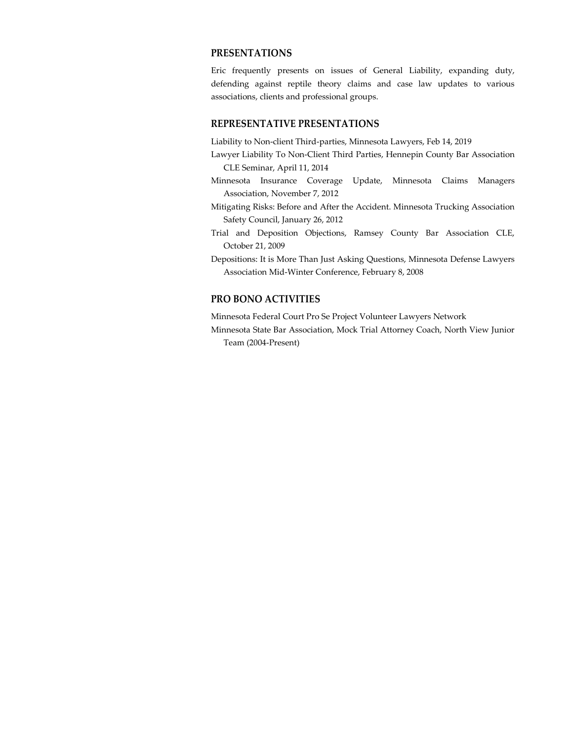## PRESENTATIONS

Eric frequently presents on issues of General Liability, expanding duty, defending against reptile theory claims and case law updates to various associations, clients and professional groups.

## REPRESENTATIVE PRESENTATIONS

Liability to Non-client Third-parties, Minnesota Lawyers, Feb 14, 2019

Lawyer Liability To Non-Client Third Parties, Hennepin County Bar Association CLE Seminar, April 11, 2014

Minnesota Insurance Coverage Update, Minnesota Claims Managers Association, November 7, 2012

Mitigating Risks: Before and After the Accident. Minnesota Trucking Association Safety Council, January 26, 2012

Trial and Deposition Objections, Ramsey County Bar Association CLE, October 21, 2009

Depositions: It is More Than Just Asking Questions, Minnesota Defense Lawyers Association Mid-Winter Conference, February 8, 2008

## PRO BONO ACTIVITIES

Minnesota Federal Court Pro Se Project Volunteer Lawyers Network

Minnesota State Bar Association, Mock Trial Attorney Coach, North View Junior Team (2004-Present)